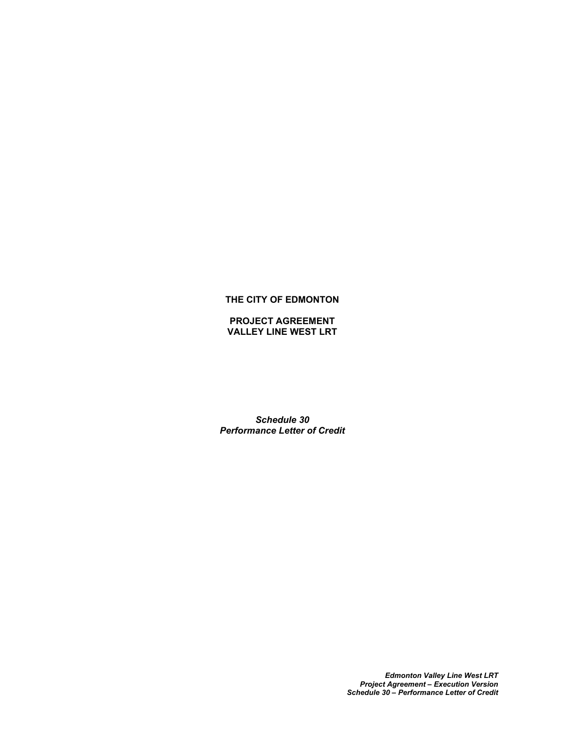**THE CITY OF EDMONTON**

**PROJECT AGREEMENT**
**VALLEY LINE WEST LRT**

***Schedule 30***
***Performance Letter of Credit***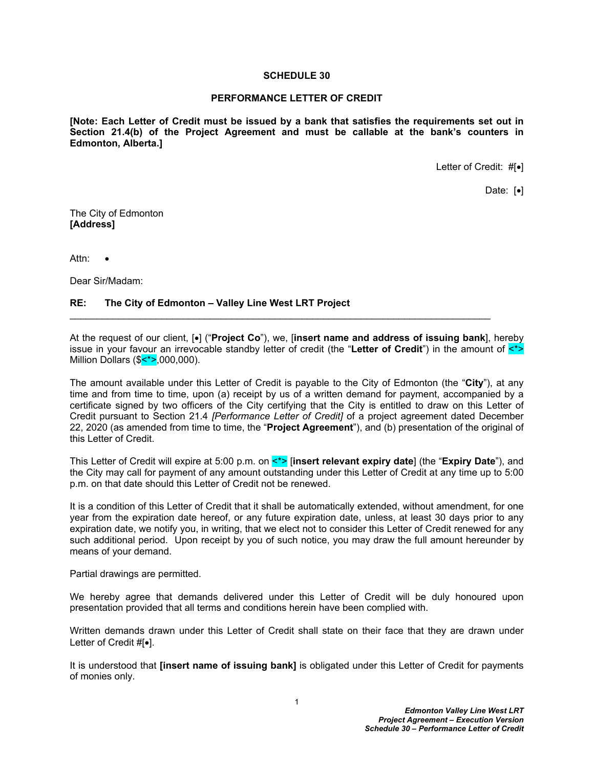**SCHEDULE 30**

**PERFORMANCE LETTER OF CREDIT**

**[Note: Each Letter of Credit must be issued by a bank that satisfies the requirements set out in Section 21.4(b) of the Project Agreement and must be callable at the bank's counters in Edmonton, Alberta.]**

Letter of Credit: #[•]

Date: [•]

The City of Edmonton
**[Address]**

Attn: •

Dear Sir/Madam:

**RE: The City of Edmonton – Valley Line West LRT Project**

---

At the request of our client, [•] ("**Project Co**"), we, [**insert name and address of issuing bank**], hereby issue in your favour an irrevocable standby letter of credit (the "**Letter of Credit**") in the amount of <*> Million Dollars ($<*>,000,000).

The amount available under this Letter of Credit is payable to the City of Edmonton (the "**City**"), at any time and from time to time, upon (a) receipt by us of a written demand for payment, accompanied by a certificate signed by two officers of the City certifying that the City is entitled to draw on this Letter of Credit pursuant to Section 21.4 *[Performance Letter of Credit]* of a project agreement dated December 22, 2020 (as amended from time to time, the "**Project Agreement**"), and (b) presentation of the original of this Letter of Credit.

This Letter of Credit will expire at 5:00 p.m. on <*> [**insert relevant expiry date**] (the "**Expiry Date**"), and the City may call for payment of any amount outstanding under this Letter of Credit at any time up to 5:00 p.m. on that date should this Letter of Credit not be renewed.

It is a condition of this Letter of Credit that it shall be automatically extended, without amendment, for one year from the expiration date hereof, or any future expiration date, unless, at least 30 days prior to any expiration date, we notify you, in writing, that we elect not to consider this Letter of Credit renewed for any such additional period. Upon receipt by you of such notice, you may draw the full amount hereunder by means of your demand.

Partial drawings are permitted.

We hereby agree that demands delivered under this Letter of Credit will be duly honoured upon presentation provided that all terms and conditions herein have been complied with.

Written demands drawn under this Letter of Credit shall state on their face that they are drawn under Letter of Credit #[•].

It is understood that **[insert name of issuing bank]** is obligated under this Letter of Credit for payments of monies only.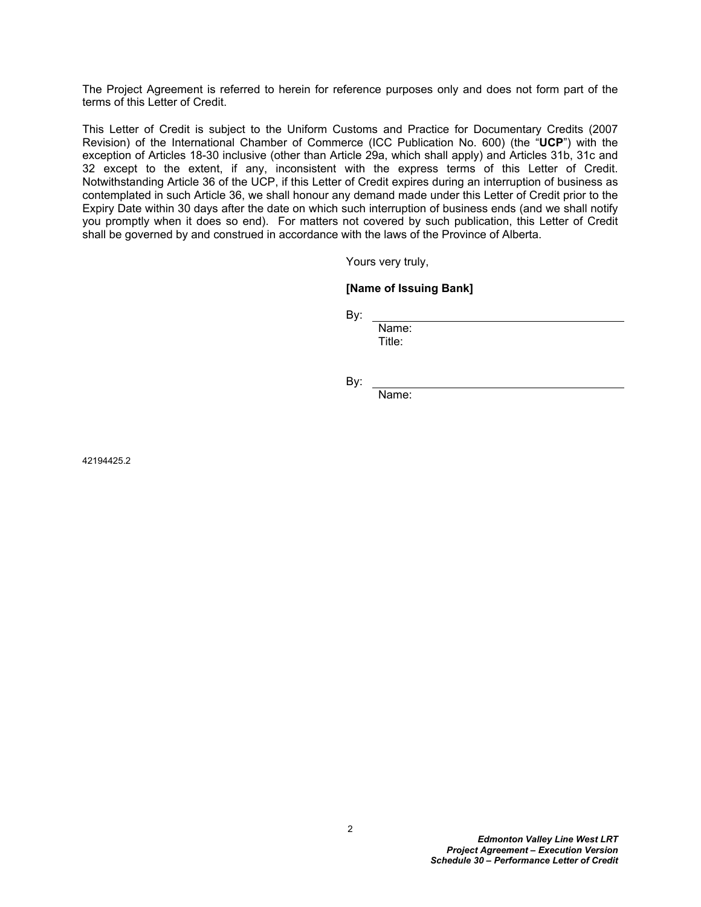The Project Agreement is referred to herein for reference purposes only and does not form part of the terms of this Letter of Credit.

This Letter of Credit is subject to the Uniform Customs and Practice for Documentary Credits (2007 Revision) of the International Chamber of Commerce (ICC Publication No. 600) (the "**UCP**") with the exception of Articles 18-30 inclusive (other than Article 29a, which shall apply) and Articles 31b, 31c and 32 except to the extent, if any, inconsistent with the express terms of this Letter of Credit. Notwithstanding Article 36 of the UCP, if this Letter of Credit expires during an interruption of business as contemplated in such Article 36, we shall honour any demand made under this Letter of Credit prior to the Expiry Date within 30 days after the date on which such interruption of business ends (and we shall notify you promptly when it does so end). For matters not covered by such publication, this Letter of Credit shall be governed by and construed in accordance with the laws of the Province of Alberta.

Yours very truly,

**[Name of Issuing Bank]**

By: \_\_\_\_\_\_\_\_\_\_\_\_\_\_\_\_\_\_\_\_\_\_\_\_\_\_\_\_\_\_\_\_
Name:
Title:

By: \_\_\_\_\_\_\_\_\_\_\_\_\_\_\_\_\_\_\_\_\_\_\_\_\_\_\_\_\_\_\_\_
Name:

42194425.2